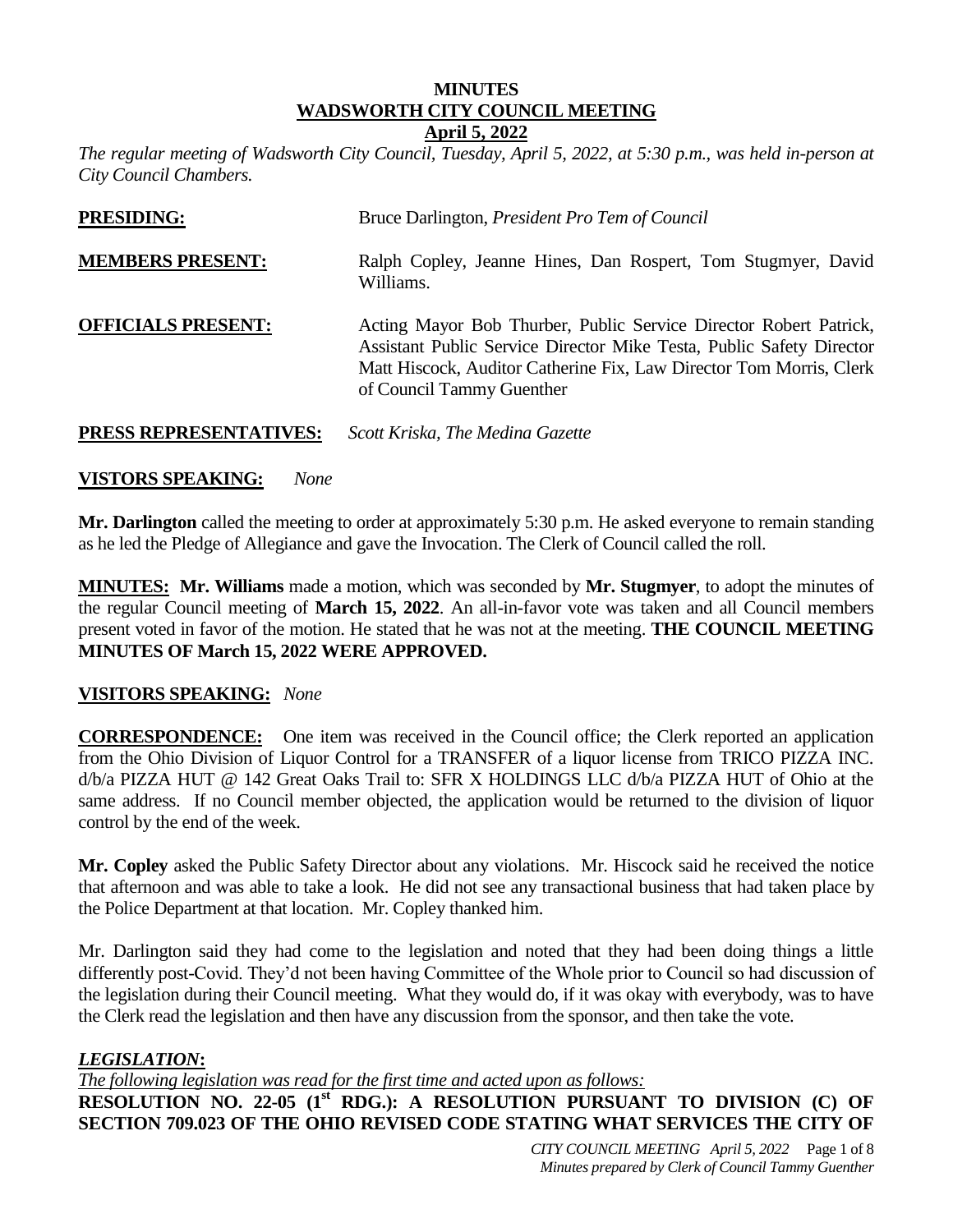# MINUTES
## WADSWORTH CITY COUNCIL MEETING
### April 5, 2022

*The regular meeting of Wadsworth City Council, Tuesday, April 5, 2022, at 5:30 p.m., was held in-person at City Council Chambers.*

**PRESIDING:** Bruce Darlington, *President Pro Tem of Council*

**MEMBERS PRESENT:** Ralph Copley, Jeanne Hines, Dan Rospert, Tom Stugmyer, David Williams.

**OFFICIALS PRESENT:** Acting Mayor Bob Thurber, Public Service Director Robert Patrick, Assistant Public Service Director Mike Testa, Public Safety Director Matt Hiscock, Auditor Catherine Fix, Law Director Tom Morris, Clerk of Council Tammy Guenther

**PRESS REPRESENTATIVES:** *Scott Kriska, The Medina Gazette*

**VISTORS SPEAKING:** *None*

**Mr. Darlington** called the meeting to order at approximately 5:30 p.m. He asked everyone to remain standing as he led the Pledge of Allegiance and gave the Invocation. The Clerk of Council called the roll.

**MINUTES: Mr. Williams** made a motion, which was seconded by **Mr. Stugmyer**, to adopt the minutes of the regular Council meeting of **March 15, 2022**. An all-in-favor vote was taken and all Council members present voted in favor of the motion. He stated that he was not at the meeting. **THE COUNCIL MEETING MINUTES OF March 15, 2022 WERE APPROVED.**

**VISITORS SPEAKING:** *None*

**CORRESPONDENCE:** One item was received in the Council office; the Clerk reported an application from the Ohio Division of Liquor Control for a TRANSFER of a liquor license from TRICO PIZZA INC. d/b/a PIZZA HUT @ 142 Great Oaks Trail to: SFR X HOLDINGS LLC d/b/a PIZZA HUT of Ohio at the same address. If no Council member objected, the application would be returned to the division of liquor control by the end of the week.

**Mr. Copley** asked the Public Safety Director about any violations. Mr. Hiscock said he received the notice that afternoon and was able to take a look. He did not see any transactional business that had taken place by the Police Department at that location. Mr. Copley thanked him.

Mr. Darlington said they had come to the legislation and noted that they had been doing things a little differently post-Covid. They'd not been having Committee of the Whole prior to Council so had discussion of the legislation during their Council meeting. What they would do, if it was okay with everybody, was to have the Clerk read the legislation and then have any discussion from the sponsor, and then take the vote.

***LEGISLATION*:**

*The following legislation was read for the first time and acted upon as follows:*

**RESOLUTION NO. 22-05 (1st RDG.): A RESOLUTION PURSUANT TO DIVISION (C) OF SECTION 709.023 OF THE OHIO REVISED CODE STATING WHAT SERVICES THE CITY OF**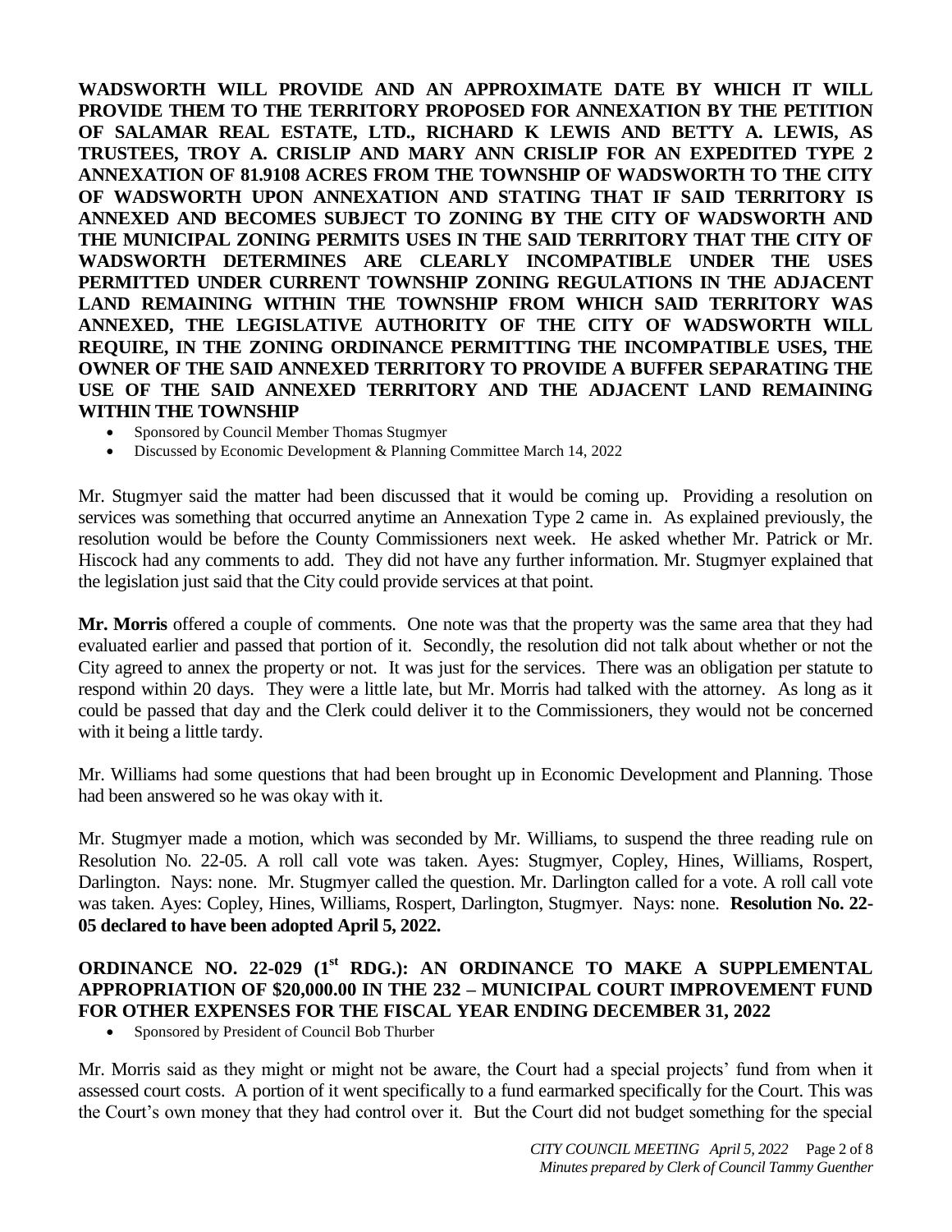**WADSWORTH WILL PROVIDE AND AN APPROXIMATE DATE BY WHICH IT WILL PROVIDE THEM TO THE TERRITORY PROPOSED FOR ANNEXATION BY THE PETITION OF SALAMAR REAL ESTATE, LTD., RICHARD K LEWIS AND BETTY A. LEWIS, AS TRUSTEES, TROY A. CRISLIP AND MARY ANN CRISLIP FOR AN EXPEDITED TYPE 2 ANNEXATION OF 81.9108 ACRES FROM THE TOWNSHIP OF WADSWORTH TO THE CITY OF WADSWORTH UPON ANNEXATION AND STATING THAT IF SAID TERRITORY IS ANNEXED AND BECOMES SUBJECT TO ZONING BY THE CITY OF WADSWORTH AND THE MUNICIPAL ZONING PERMITS USES IN THE SAID TERRITORY THAT THE CITY OF WADSWORTH DETERMINES ARE CLEARLY INCOMPATIBLE UNDER THE USES PERMITTED UNDER CURRENT TOWNSHIP ZONING REGULATIONS IN THE ADJACENT LAND REMAINING WITHIN THE TOWNSHIP FROM WHICH SAID TERRITORY WAS ANNEXED, THE LEGISLATIVE AUTHORITY OF THE CITY OF WADSWORTH WILL REQUIRE, IN THE ZONING ORDINANCE PERMITTING THE INCOMPATIBLE USES, THE OWNER OF THE SAID ANNEXED TERRITORY TO PROVIDE A BUFFER SEPARATING THE USE OF THE SAID ANNEXED TERRITORY AND THE ADJACENT LAND REMAINING WITHIN THE TOWNSHIP**

- Sponsored by Council Member Thomas Stugmyer
- Discussed by Economic Development & Planning Committee March 14, 2022

Mr. Stugmyer said the matter had been discussed that it would be coming up. Providing a resolution on services was something that occurred anytime an Annexation Type 2 came in. As explained previously, the resolution would be before the County Commissioners next week. He asked whether Mr. Patrick or Mr. Hiscock had any comments to add. They did not have any further information. Mr. Stugmyer explained that the legislation just said that the City could provide services at that point.

**Mr. Morris** offered a couple of comments. One note was that the property was the same area that they had evaluated earlier and passed that portion of it. Secondly, the resolution did not talk about whether or not the City agreed to annex the property or not. It was just for the services. There was an obligation per statute to respond within 20 days. They were a little late, but Mr. Morris had talked with the attorney. As long as it could be passed that day and the Clerk could deliver it to the Commissioners, they would not be concerned with it being a little tardy.

Mr. Williams had some questions that had been brought up in Economic Development and Planning. Those had been answered so he was okay with it.

Mr. Stugmyer made a motion, which was seconded by Mr. Williams, to suspend the three reading rule on Resolution No. 22-05. A roll call vote was taken. Ayes: Stugmyer, Copley, Hines, Williams, Rospert, Darlington. Nays: none. Mr. Stugmyer called the question. Mr. Darlington called for a vote. A roll call vote was taken. Ayes: Copley, Hines, Williams, Rospert, Darlington, Stugmyer. Nays: none. **Resolution No. 22-05 declared to have been adopted April 5, 2022.**

**ORDINANCE NO. 22-029 (1st RDG.): AN ORDINANCE TO MAKE A SUPPLEMENTAL APPROPRIATION OF $20,000.00 IN THE 232 – MUNICIPAL COURT IMPROVEMENT FUND FOR OTHER EXPENSES FOR THE FISCAL YEAR ENDING DECEMBER 31, 2022**

- Sponsored by President of Council Bob Thurber

Mr. Morris said as they might or might not be aware, the Court had a special projects' fund from when it assessed court costs. A portion of it went specifically to a fund earmarked specifically for the Court. This was the Court's own money that they had control over it. But the Court did not budget something for the special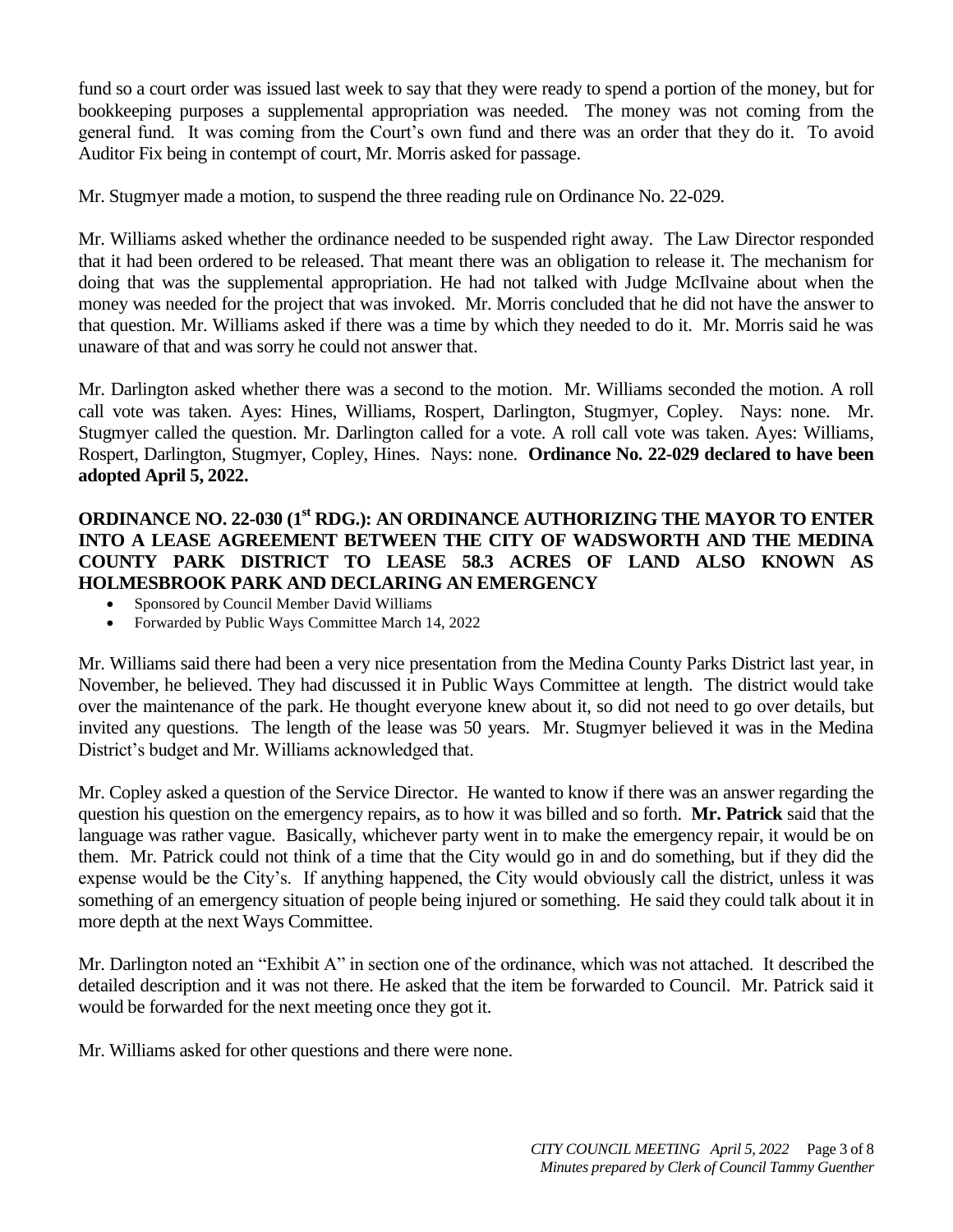fund so a court order was issued last week to say that they were ready to spend a portion of the money, but for bookkeeping purposes a supplemental appropriation was needed. The money was not coming from the general fund. It was coming from the Court's own fund and there was an order that they do it. To avoid Auditor Fix being in contempt of court, Mr. Morris asked for passage.

Mr. Stugmyer made a motion, to suspend the three reading rule on Ordinance No. 22-029.

Mr. Williams asked whether the ordinance needed to be suspended right away. The Law Director responded that it had been ordered to be released. That meant there was an obligation to release it. The mechanism for doing that was the supplemental appropriation. He had not talked with Judge McIlvaine about when the money was needed for the project that was invoked. Mr. Morris concluded that he did not have the answer to that question. Mr. Williams asked if there was a time by which they needed to do it. Mr. Morris said he was unaware of that and was sorry he could not answer that.

Mr. Darlington asked whether there was a second to the motion. Mr. Williams seconded the motion. A roll call vote was taken. Ayes: Hines, Williams, Rospert, Darlington, Stugmyer, Copley. Nays: none. Mr. Stugmyer called the question. Mr. Darlington called for a vote. A roll call vote was taken. Ayes: Williams, Rospert, Darlington, Stugmyer, Copley, Hines. Nays: none. **Ordinance No. 22-029 declared to have been adopted April 5, 2022.**

**ORDINANCE NO. 22-030 (1st RDG.): AN ORDINANCE AUTHORIZING THE MAYOR TO ENTER INTO A LEASE AGREEMENT BETWEEN THE CITY OF WADSWORTH AND THE MEDINA COUNTY PARK DISTRICT TO LEASE 58.3 ACRES OF LAND ALSO KNOWN AS HOLMESBROOK PARK AND DECLARING AN EMERGENCY**

- Sponsored by Council Member David Williams
- Forwarded by Public Ways Committee March 14, 2022

Mr. Williams said there had been a very nice presentation from the Medina County Parks District last year, in November, he believed. They had discussed it in Public Ways Committee at length. The district would take over the maintenance of the park. He thought everyone knew about it, so did not need to go over details, but invited any questions. The length of the lease was 50 years. Mr. Stugmyer believed it was in the Medina District's budget and Mr. Williams acknowledged that.

Mr. Copley asked a question of the Service Director. He wanted to know if there was an answer regarding the question his question on the emergency repairs, as to how it was billed and so forth. **Mr. Patrick** said that the language was rather vague. Basically, whichever party went in to make the emergency repair, it would be on them. Mr. Patrick could not think of a time that the City would go in and do something, but if they did the expense would be the City's. If anything happened, the City would obviously call the district, unless it was something of an emergency situation of people being injured or something. He said they could talk about it in more depth at the next Ways Committee.

Mr. Darlington noted an "Exhibit A" in section one of the ordinance, which was not attached. It described the detailed description and it was not there. He asked that the item be forwarded to Council. Mr. Patrick said it would be forwarded for the next meeting once they got it.

Mr. Williams asked for other questions and there were none.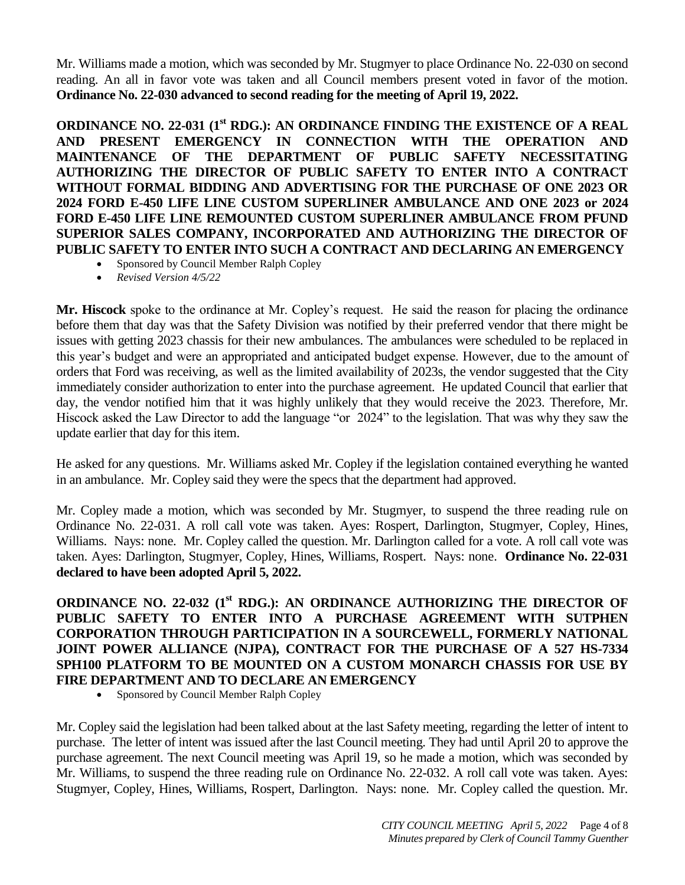Mr. Williams made a motion, which was seconded by Mr. Stugmyer to place Ordinance No. 22-030 on second reading. An all in favor vote was taken and all Council members present voted in favor of the motion. **Ordinance No. 22-030 advanced to second reading for the meeting of April 19, 2022.**

**ORDINANCE NO. 22-031 (1st RDG.): AN ORDINANCE FINDING THE EXISTENCE OF A REAL AND PRESENT EMERGENCY IN CONNECTION WITH THE OPERATION AND MAINTENANCE OF THE DEPARTMENT OF PUBLIC SAFETY NECESSITATING AUTHORIZING THE DIRECTOR OF PUBLIC SAFETY TO ENTER INTO A CONTRACT WITHOUT FORMAL BIDDING AND ADVERTISING FOR THE PURCHASE OF ONE 2023 OR 2024 FORD E-450 LIFE LINE CUSTOM SUPERLINER AMBULANCE AND ONE 2023 or 2024 FORD E-450 LIFE LINE REMOUNTED CUSTOM SUPERLINER AMBULANCE FROM PFUND SUPERIOR SALES COMPANY, INCORPORATED AND AUTHORIZING THE DIRECTOR OF PUBLIC SAFETY TO ENTER INTO SUCH A CONTRACT AND DECLARING AN EMERGENCY**

- Sponsored by Council Member Ralph Copley
- *Revised Version 4/5/22*

**Mr. Hiscock** spoke to the ordinance at Mr. Copley's request. He said the reason for placing the ordinance before them that day was that the Safety Division was notified by their preferred vendor that there might be issues with getting 2023 chassis for their new ambulances. The ambulances were scheduled to be replaced in this year's budget and were an appropriated and anticipated budget expense. However, due to the amount of orders that Ford was receiving, as well as the limited availability of 2023s, the vendor suggested that the City immediately consider authorization to enter into the purchase agreement. He updated Council that earlier that day, the vendor notified him that it was highly unlikely that they would receive the 2023. Therefore, Mr. Hiscock asked the Law Director to add the language "or 2024" to the legislation. That was why they saw the update earlier that day for this item.

He asked for any questions. Mr. Williams asked Mr. Copley if the legislation contained everything he wanted in an ambulance. Mr. Copley said they were the specs that the department had approved.

Mr. Copley made a motion, which was seconded by Mr. Stugmyer, to suspend the three reading rule on Ordinance No. 22-031. A roll call vote was taken. Ayes: Rospert, Darlington, Stugmyer, Copley, Hines, Williams. Nays: none. Mr. Copley called the question. Mr. Darlington called for a vote. A roll call vote was taken. Ayes: Darlington, Stugmyer, Copley, Hines, Williams, Rospert. Nays: none. **Ordinance No. 22-031 declared to have been adopted April 5, 2022.**

**ORDINANCE NO. 22-032 (1st RDG.): AN ORDINANCE AUTHORIZING THE DIRECTOR OF PUBLIC SAFETY TO ENTER INTO A PURCHASE AGREEMENT WITH SUTPHEN CORPORATION THROUGH PARTICIPATION IN A SOURCEWELL, FORMERLY NATIONAL JOINT POWER ALLIANCE (NJPA), CONTRACT FOR THE PURCHASE OF A 527 HS-7334 SPH100 PLATFORM TO BE MOUNTED ON A CUSTOM MONARCH CHASSIS FOR USE BY FIRE DEPARTMENT AND TO DECLARE AN EMERGENCY**

- Sponsored by Council Member Ralph Copley

Mr. Copley said the legislation had been talked about at the last Safety meeting, regarding the letter of intent to purchase. The letter of intent was issued after the last Council meeting. They had until April 20 to approve the purchase agreement. The next Council meeting was April 19, so he made a motion, which was seconded by Mr. Williams, to suspend the three reading rule on Ordinance No. 22-032. A roll call vote was taken. Ayes: Stugmyer, Copley, Hines, Williams, Rospert, Darlington. Nays: none. Mr. Copley called the question. Mr.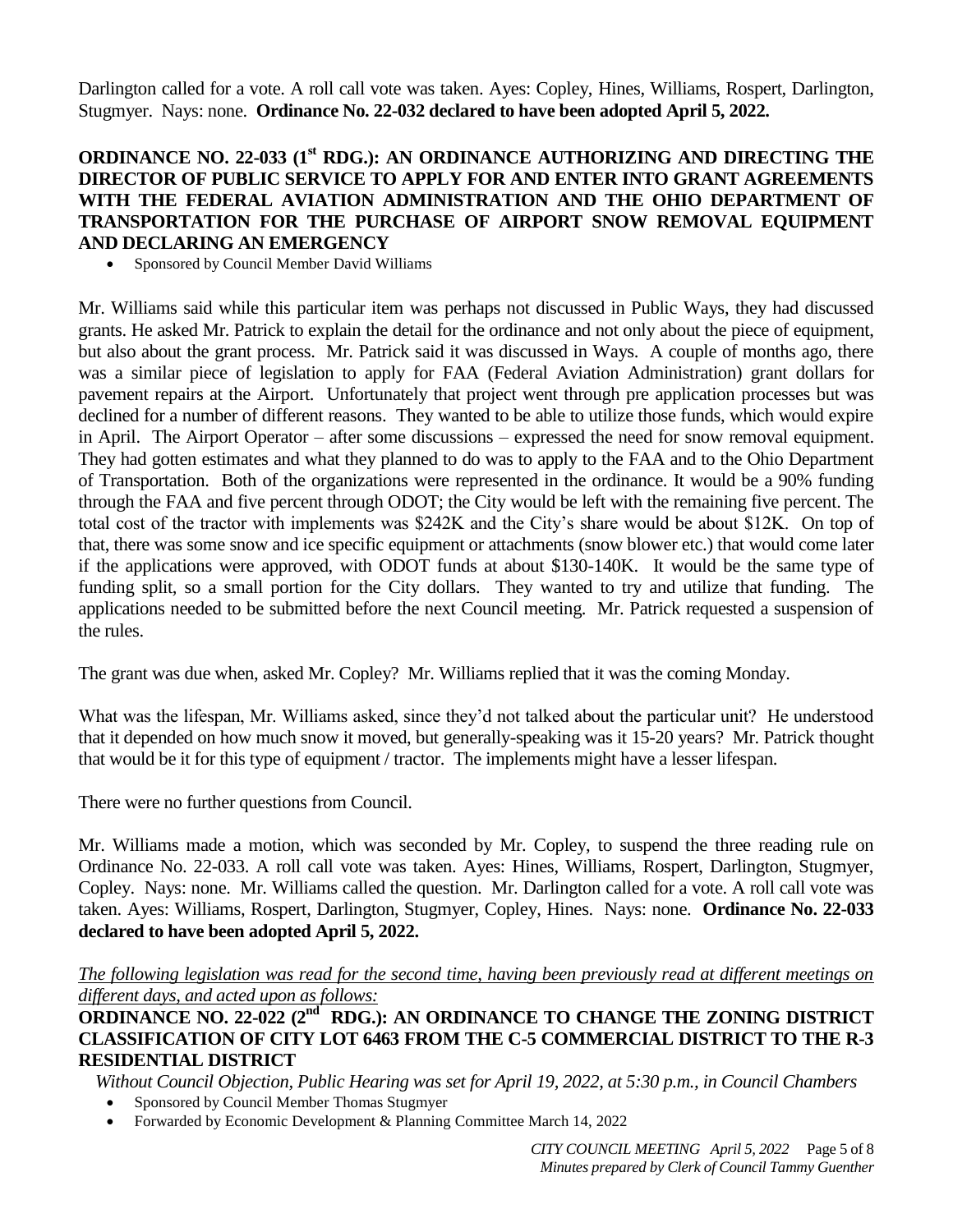Darlington called for a vote. A roll call vote was taken. Ayes: Copley, Hines, Williams, Rospert, Darlington, Stugmyer. Nays: none. **Ordinance No. 22-032 declared to have been adopted April 5, 2022.**

**ORDINANCE NO. 22-033 (1st RDG.): AN ORDINANCE AUTHORIZING AND DIRECTING THE DIRECTOR OF PUBLIC SERVICE TO APPLY FOR AND ENTER INTO GRANT AGREEMENTS WITH THE FEDERAL AVIATION ADMINISTRATION AND THE OHIO DEPARTMENT OF TRANSPORTATION FOR THE PURCHASE OF AIRPORT SNOW REMOVAL EQUIPMENT AND DECLARING AN EMERGENCY**

- Sponsored by Council Member David Williams

Mr. Williams said while this particular item was perhaps not discussed in Public Ways, they had discussed grants. He asked Mr. Patrick to explain the detail for the ordinance and not only about the piece of equipment, but also about the grant process. Mr. Patrick said it was discussed in Ways. A couple of months ago, there was a similar piece of legislation to apply for FAA (Federal Aviation Administration) grant dollars for pavement repairs at the Airport. Unfortunately that project went through pre application processes but was declined for a number of different reasons. They wanted to be able to utilize those funds, which would expire in April. The Airport Operator – after some discussions – expressed the need for snow removal equipment. They had gotten estimates and what they planned to do was to apply to the FAA and to the Ohio Department of Transportation. Both of the organizations were represented in the ordinance. It would be a 90% funding through the FAA and five percent through ODOT; the City would be left with the remaining five percent. The total cost of the tractor with implements was $242K and the City's share would be about $12K. On top of that, there was some snow and ice specific equipment or attachments (snow blower etc.) that would come later if the applications were approved, with ODOT funds at about $130-140K. It would be the same type of funding split, so a small portion for the City dollars. They wanted to try and utilize that funding. The applications needed to be submitted before the next Council meeting. Mr. Patrick requested a suspension of the rules.

The grant was due when, asked Mr. Copley? Mr. Williams replied that it was the coming Monday.

What was the lifespan, Mr. Williams asked, since they'd not talked about the particular unit? He understood that it depended on how much snow it moved, but generally-speaking was it 15-20 years? Mr. Patrick thought that would be it for this type of equipment / tractor. The implements might have a lesser lifespan.

There were no further questions from Council.

Mr. Williams made a motion, which was seconded by Mr. Copley, to suspend the three reading rule on Ordinance No. 22-033. A roll call vote was taken. Ayes: Hines, Williams, Rospert, Darlington, Stugmyer, Copley. Nays: none. Mr. Williams called the question. Mr. Darlington called for a vote. A roll call vote was taken. Ayes: Williams, Rospert, Darlington, Stugmyer, Copley, Hines. Nays: none. **Ordinance No. 22-033 declared to have been adopted April 5, 2022.**

*The following legislation was read for the second time, having been previously read at different meetings on different days, and acted upon as follows:*

**ORDINANCE NO. 22-022 (2nd RDG.): AN ORDINANCE TO CHANGE THE ZONING DISTRICT CLASSIFICATION OF CITY LOT 6463 FROM THE C-5 COMMERCIAL DISTRICT TO THE R-3 RESIDENTIAL DISTRICT**

*Without Council Objection, Public Hearing was set for April 19, 2022, at 5:30 p.m., in Council Chambers*

- Sponsored by Council Member Thomas Stugmyer
- Forwarded by Economic Development & Planning Committee March 14, 2022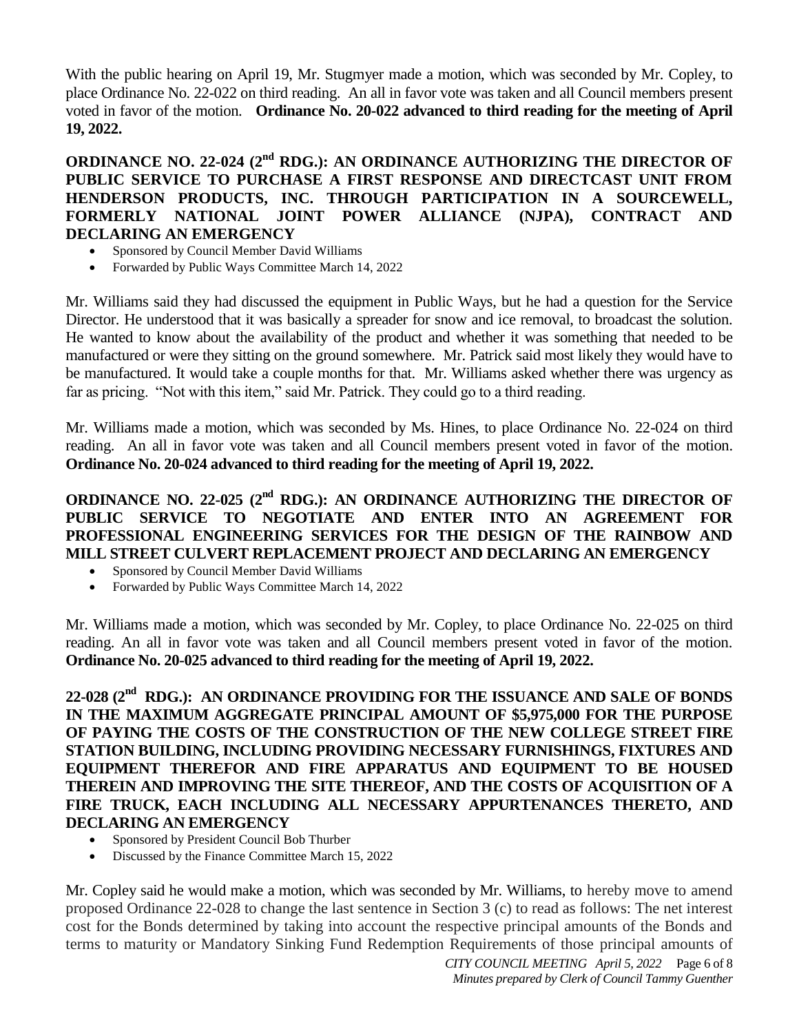With the public hearing on April 19, Mr. Stugmyer made a motion, which was seconded by Mr. Copley, to place Ordinance No. 22-022 on third reading. An all in favor vote was taken and all Council members present voted in favor of the motion. **Ordinance No. 20-022 advanced to third reading for the meeting of April 19, 2022.**

**ORDINANCE NO. 22-024 (2nd RDG.): AN ORDINANCE AUTHORIZING THE DIRECTOR OF PUBLIC SERVICE TO PURCHASE A FIRST RESPONSE AND DIRECTCAST UNIT FROM HENDERSON PRODUCTS, INC. THROUGH PARTICIPATION IN A SOURCEWELL, FORMERLY NATIONAL JOINT POWER ALLIANCE (NJPA), CONTRACT AND DECLARING AN EMERGENCY**

- Sponsored by Council Member David Williams
- Forwarded by Public Ways Committee March 14, 2022

Mr. Williams said they had discussed the equipment in Public Ways, but he had a question for the Service Director. He understood that it was basically a spreader for snow and ice removal, to broadcast the solution. He wanted to know about the availability of the product and whether it was something that needed to be manufactured or were they sitting on the ground somewhere. Mr. Patrick said most likely they would have to be manufactured. It would take a couple months for that. Mr. Williams asked whether there was urgency as far as pricing. "Not with this item," said Mr. Patrick. They could go to a third reading.

Mr. Williams made a motion, which was seconded by Ms. Hines, to place Ordinance No. 22-024 on third reading. An all in favor vote was taken and all Council members present voted in favor of the motion. **Ordinance No. 20-024 advanced to third reading for the meeting of April 19, 2022.**

**ORDINANCE NO. 22-025 (2nd RDG.): AN ORDINANCE AUTHORIZING THE DIRECTOR OF PUBLIC SERVICE TO NEGOTIATE AND ENTER INTO AN AGREEMENT FOR PROFESSIONAL ENGINEERING SERVICES FOR THE DESIGN OF THE RAINBOW AND MILL STREET CULVERT REPLACEMENT PROJECT AND DECLARING AN EMERGENCY**

- Sponsored by Council Member David Williams
- Forwarded by Public Ways Committee March 14, 2022

Mr. Williams made a motion, which was seconded by Mr. Copley, to place Ordinance No. 22-025 on third reading. An all in favor vote was taken and all Council members present voted in favor of the motion. **Ordinance No. 20-025 advanced to third reading for the meeting of April 19, 2022.**

**22-028 (2nd RDG.): AN ORDINANCE PROVIDING FOR THE ISSUANCE AND SALE OF BONDS IN THE MAXIMUM AGGREGATE PRINCIPAL AMOUNT OF $5,975,000 FOR THE PURPOSE OF PAYING THE COSTS OF THE CONSTRUCTION OF THE NEW COLLEGE STREET FIRE STATION BUILDING, INCLUDING PROVIDING NECESSARY FURNISHINGS, FIXTURES AND EQUIPMENT THEREFOR AND FIRE APPARATUS AND EQUIPMENT TO BE HOUSED THEREIN AND IMPROVING THE SITE THEREOF, AND THE COSTS OF ACQUISITION OF A FIRE TRUCK, EACH INCLUDING ALL NECESSARY APPURTENANCES THERETO, AND DECLARING AN EMERGENCY**

- Sponsored by President Council Bob Thurber
- Discussed by the Finance Committee March 15, 2022

Mr. Copley said he would make a motion, which was seconded by Mr. Williams, to hereby move to amend proposed Ordinance 22-028 to change the last sentence in Section 3 (c) to read as follows: The net interest cost for the Bonds determined by taking into account the respective principal amounts of the Bonds and terms to maturity or Mandatory Sinking Fund Redemption Requirements of those principal amounts of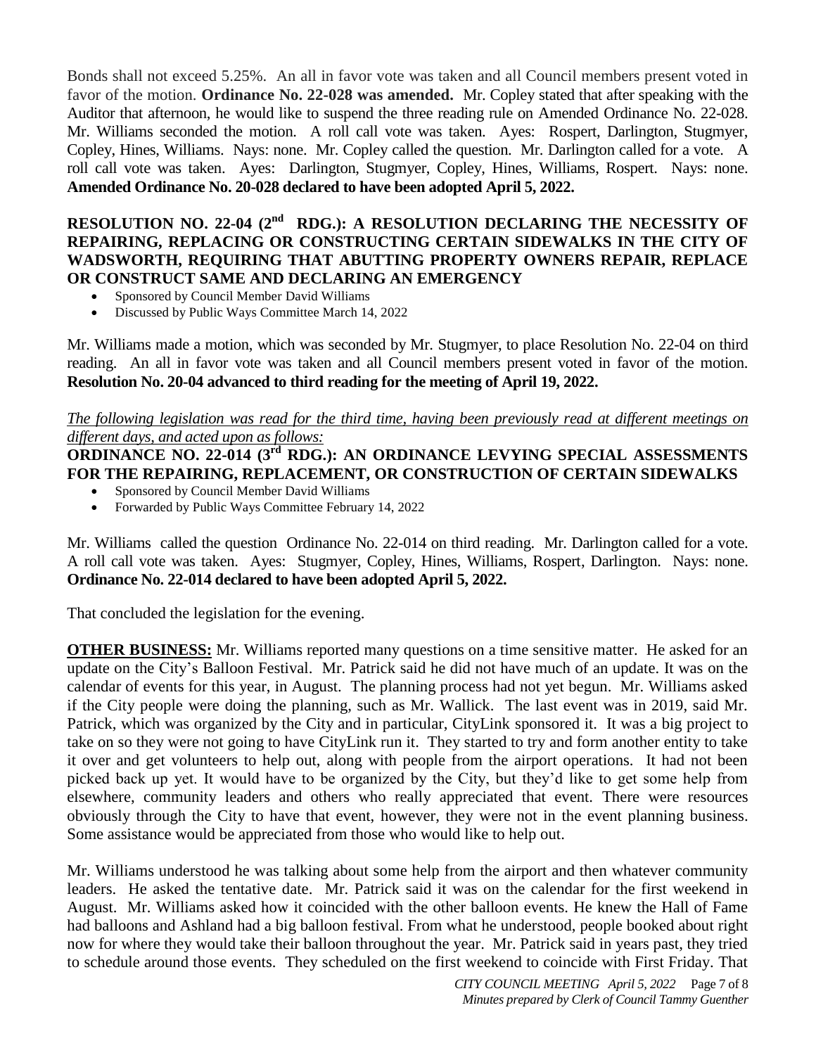Bonds shall not exceed 5.25%. An all in favor vote was taken and all Council members present voted in favor of the motion. **Ordinance No. 22-028 was amended.** Mr. Copley stated that after speaking with the Auditor that afternoon, he would like to suspend the three reading rule on Amended Ordinance No. 22-028. Mr. Williams seconded the motion. A roll call vote was taken. Ayes: Rospert, Darlington, Stugmyer, Copley, Hines, Williams. Nays: none. Mr. Copley called the question. Mr. Darlington called for a vote. A roll call vote was taken. Ayes: Darlington, Stugmyer, Copley, Hines, Williams, Rospert. Nays: none. **Amended Ordinance No. 20-028 declared to have been adopted April 5, 2022.**

**RESOLUTION NO. 22-04 (2nd RDG.): A RESOLUTION DECLARING THE NECESSITY OF REPAIRING, REPLACING OR CONSTRUCTING CERTAIN SIDEWALKS IN THE CITY OF WADSWORTH, REQUIRING THAT ABUTTING PROPERTY OWNERS REPAIR, REPLACE OR CONSTRUCT SAME AND DECLARING AN EMERGENCY**

- Sponsored by Council Member David Williams
- Discussed by Public Ways Committee March 14, 2022

Mr. Williams made a motion, which was seconded by Mr. Stugmyer, to place Resolution No. 22-04 on third reading. An all in favor vote was taken and all Council members present voted in favor of the motion. **Resolution No. 20-04 advanced to third reading for the meeting of April 19, 2022.**

*The following legislation was read for the third time, having been previously read at different meetings on different days, and acted upon as follows:*

**ORDINANCE NO. 22-014 (3rd RDG.): AN ORDINANCE LEVYING SPECIAL ASSESSMENTS FOR THE REPAIRING, REPLACEMENT, OR CONSTRUCTION OF CERTAIN SIDEWALKS**

- Sponsored by Council Member David Williams
- Forwarded by Public Ways Committee February 14, 2022

Mr. Williams called the question Ordinance No. 22-014 on third reading. Mr. Darlington called for a vote. A roll call vote was taken. Ayes: Stugmyer, Copley, Hines, Williams, Rospert, Darlington. Nays: none. **Ordinance No. 22-014 declared to have been adopted April 5, 2022.**

That concluded the legislation for the evening.

**OTHER BUSINESS:** Mr. Williams reported many questions on a time sensitive matter. He asked for an update on the City's Balloon Festival. Mr. Patrick said he did not have much of an update. It was on the calendar of events for this year, in August. The planning process had not yet begun. Mr. Williams asked if the City people were doing the planning, such as Mr. Wallick. The last event was in 2019, said Mr. Patrick, which was organized by the City and in particular, CityLink sponsored it. It was a big project to take on so they were not going to have CityLink run it. They started to try and form another entity to take it over and get volunteers to help out, along with people from the airport operations. It had not been picked back up yet. It would have to be organized by the City, but they'd like to get some help from elsewhere, community leaders and others who really appreciated that event. There were resources obviously through the City to have that event, however, they were not in the event planning business. Some assistance would be appreciated from those who would like to help out.

Mr. Williams understood he was talking about some help from the airport and then whatever community leaders. He asked the tentative date. Mr. Patrick said it was on the calendar for the first weekend in August. Mr. Williams asked how it coincided with the other balloon events. He knew the Hall of Fame had balloons and Ashland had a big balloon festival. From what he understood, people booked about right now for where they would take their balloon throughout the year. Mr. Patrick said in years past, they tried to schedule around those events. They scheduled on the first weekend to coincide with First Friday. That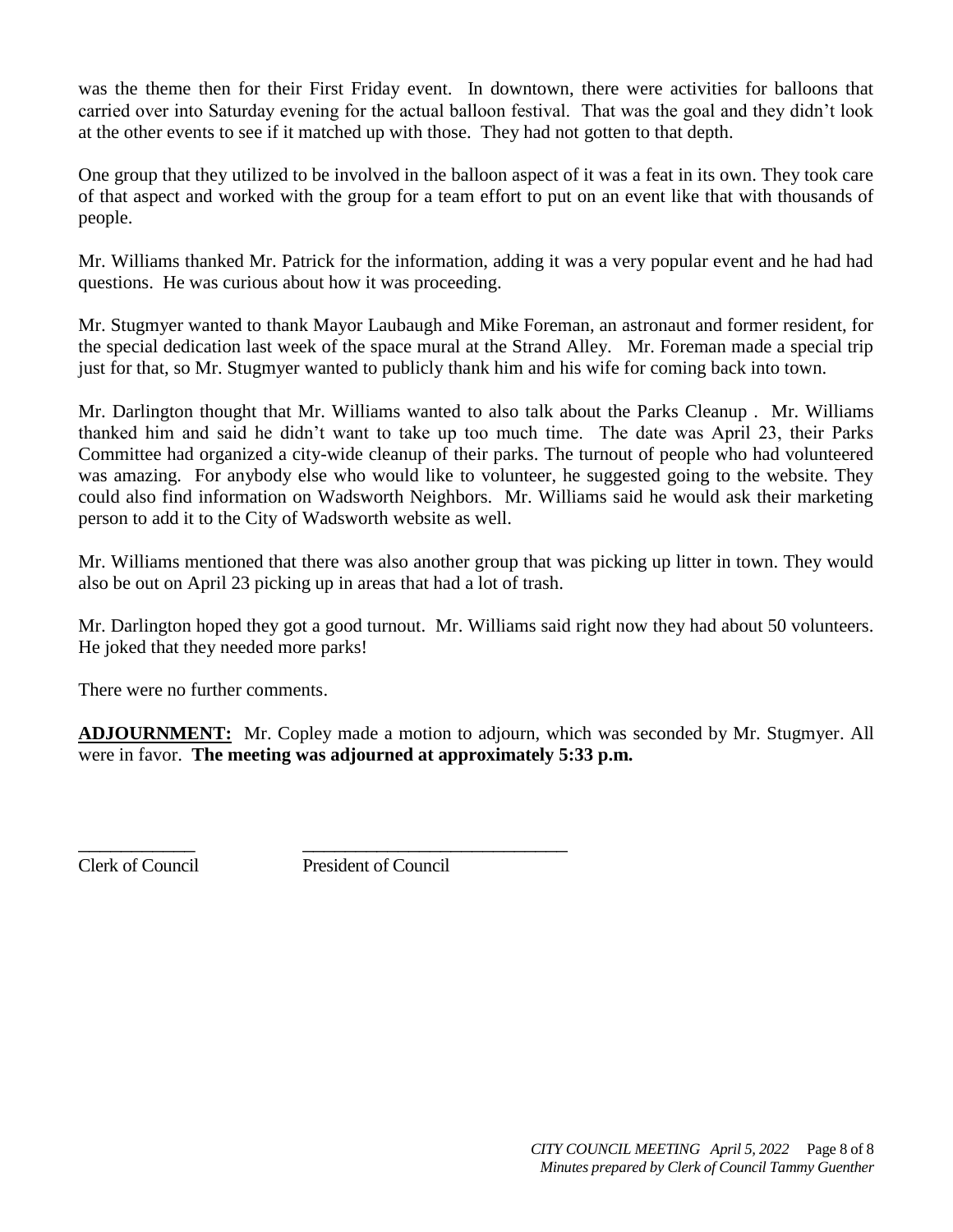was the theme then for their First Friday event. In downtown, there were activities for balloons that carried over into Saturday evening for the actual balloon festival. That was the goal and they didn't look at the other events to see if it matched up with those. They had not gotten to that depth.

One group that they utilized to be involved in the balloon aspect of it was a feat in its own. They took care of that aspect and worked with the group for a team effort to put on an event like that with thousands of people.

Mr. Williams thanked Mr. Patrick for the information, adding it was a very popular event and he had had questions. He was curious about how it was proceeding.

Mr. Stugmyer wanted to thank Mayor Laubaugh and Mike Foreman, an astronaut and former resident, for the special dedication last week of the space mural at the Strand Alley. Mr. Foreman made a special trip just for that, so Mr. Stugmyer wanted to publicly thank him and his wife for coming back into town.

Mr. Darlington thought that Mr. Williams wanted to also talk about the Parks Cleanup . Mr. Williams thanked him and said he didn't want to take up too much time. The date was April 23, their Parks Committee had organized a city-wide cleanup of their parks. The turnout of people who had volunteered was amazing. For anybody else who would like to volunteer, he suggested going to the website. They could also find information on Wadsworth Neighbors. Mr. Williams said he would ask their marketing person to add it to the City of Wadsworth website as well.

Mr. Williams mentioned that there was also another group that was picking up litter in town. They would also be out on April 23 picking up in areas that had a lot of trash.

Mr. Darlington hoped they got a good turnout. Mr. Williams said right now they had about 50 volunteers. He joked that they needed more parks!

There were no further comments.

**ADJOURNMENT:** Mr. Copley made a motion to adjourn, which was seconded by Mr. Stugmyer. All were in favor. **The meeting was adjourned at approximately 5:33 p.m.**

\_\_\_\_\_\_\_\_\_\_\_\_\_\_ \_\_\_\_\_\_\_\_\_\_\_\_\_\_\_\_\_\_\_\_\_\_\_\_\_\_\_\_\_\_

Clerk of Council President of Council

*Minutes prepared by Clerk of Council Tammy Guenther*